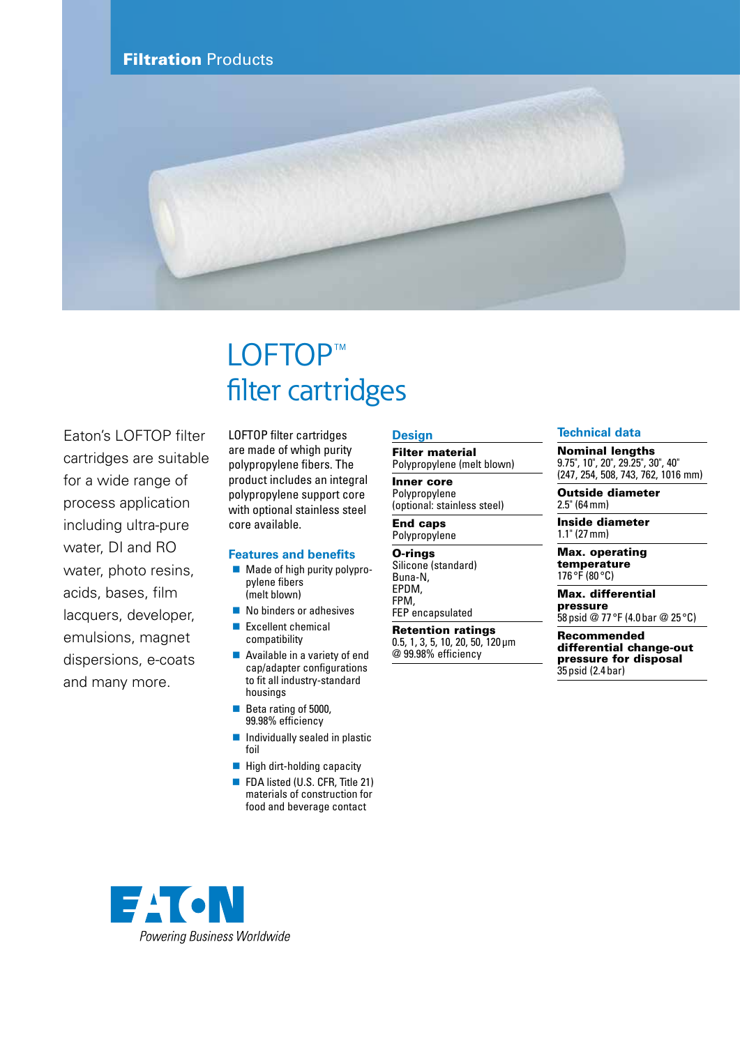**Filtration** Products

# LOFTOP™ filter cartridges

Eaton's LOFTOP filter cartridges are suitable for a wide range of process application including ultra-pure water, DI and RO water, photo resins, acids, bases, film lacquers, developer, emulsions, magnet dispersions, e-coats and many more.

LOFTOP filter cartridges are made of whigh purity polypropylene fibers. The product includes an integral polypropylene support core with optional stainless steel core available.

## Features and benefits

- Made of high purity polypropylene fibers (melt blown)
- No binders or adhesives
- Excellent chemical compatibility
- Available in a variety of end cap/adapter configurations to fit all industry-standard housings
- Beta rating of 5000, 99.98% efficiency
- Individually sealed in plastic foil
- High dirt-holding capacity
- FDA listed (U.S. CFR, Title 21) materials of construction for food and beverage contact

## Design

**Filter material**
Polypropylene (melt blown)

**Inner core**
Polypropylene
(optional: stainless steel)

**End caps**
Polypropylene

**O-rings**
Silicone (standard)
Buna-N,
EPDM,
FPM,
FEP encapsulated

**Retention ratings**
0.5, 1, 3, 5, 10, 20, 50, 120 µm
@ 99.98% efficiency

## Technical data

**Nominal lengths**
9.75", 10", 20", 29.25", 30", 40"
(247, 254, 508, 743, 762, 1016 mm)

**Outside diameter**
2.5" (64 mm)

**Inside diameter**
1.1" (27 mm)

**Max. operating temperature**
176 °F (80 °C)

**Max. differential pressure**
58 psid @ 77 °F (4.0 bar @ 25 °C)

**Recommended differential change-out pressure for disposal**
35 psid (2.4 bar)

EATON
*Powering Business Worldwide*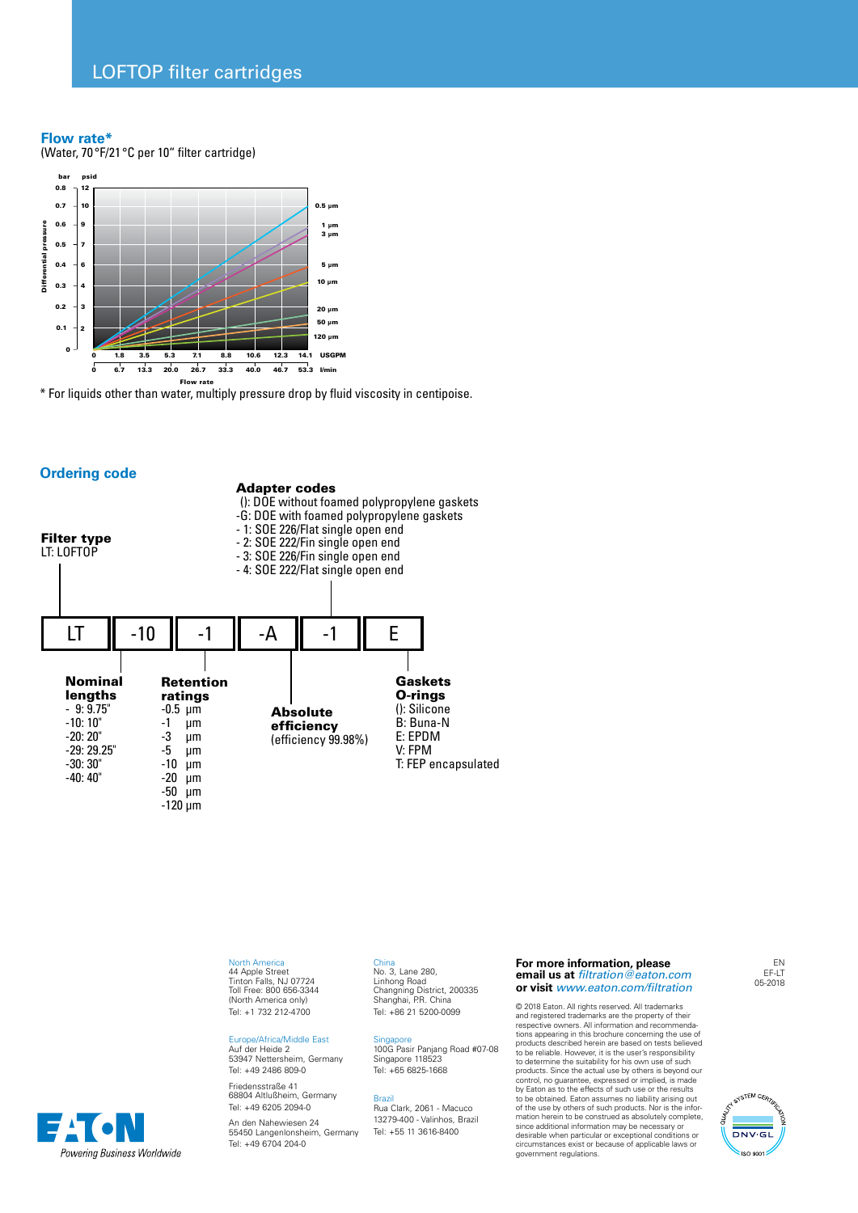# LOFTOP filter cartridges

## Flow rate*

(Water, 70 °F/21 °C per 10" filter cartridge)

bar psid

0.8 12
0.7 10
0.6 9
0.5 7
0.4 6
0.3 4
0.2 3
0.1 2
0

Differential pressure

0.5 µm
1 µm
3 µm
5 µm
10 µm
20 µm
50 µm
120 µm

0 1.8 3.5 5.3 7.1 8.8 10.6 12.3 14.1 USGPM
0 6.7 13.3 20.0 26.7 33.3 40.0 46.7 53.3 l/min

Flow rate

* For liquids other than water, multiply pressure drop by fluid viscosity in centipoise.

## Ordering code

| LT | -10 | -1 | -A | -1 | E |
|---|---|---|---|---|---|

**Filter type**
LT: LOFTOP

**Nominal lengths**
- 9: 9.75"
-10: 10"
-20: 20"
-29: 29.25"
-30: 30"
-40: 40"

**Retention ratings**
-0.5 µm
-1 µm
-3 µm
-5 µm
-10 µm
-20 µm
-50 µm
-120 µm

**Absolute efficiency**
(efficiency 99.98%)

**Adapter codes**
(): DOE without foamed polypropylene gaskets
-G: DOE with foamed polypropylene gaskets
- 1: SOE 226/Flat single open end
- 2: SOE 222/Fin single open end
- 3: SOE 226/Fin single open end
- 4: SOE 222/Flat single open end

**Gaskets O-rings**
(): Silicone
B: Buna-N
E: EPDM
V: FPM
T: FEP encapsulated

North America
44 Apple Street
Tinton Falls, NJ 07724
Toll Free: 800 656-3344
(North America only)
Tel: +1 732 212-4700

Europe/Africa/Middle East
Auf der Heide 2
53947 Nettersheim, Germany
Tel: +49 2486 809-0

Friedensstraße 41
68804 Altlußheim, Germany
Tel: +49 6205 2094-0

An den Nahewiesen 24
55450 Langenlonsheim, Germany
Tel: +49 6704 204-0

China
No. 3, Lane 280,
Linhong Road
Changning District, 200335
Shanghai, P.R. China
Tel: +86 21 5200-0099

Singapore
100G Pasir Panjang Road #07-08
Singapore 118523
Tel: +65 6825-1668

Brazil
Rua Clark, 2061 - Macuco
13279-400 - Valinhos, Brazil
Tel: +55 11 3616-8400

**For more information, please email us at** *filtration@eaton.com*
**or visit** *www.eaton.com/filtration*

© 2018 Eaton. All rights reserved. All trademarks and registered trademarks are the property of their respective owners. All information and recommendations appearing in this brochure concerning the use of products described herein are based on tests believed to be reliable. However, it is the user's responsibility to determine the suitability for his own use of such products. Since the actual use by others is beyond our control, no guarantee, expressed or implied, is made by Eaton as to the effects of such use or the results to be obtained. Eaton assumes no liability arising out of the use by others of such products. Nor is the information herein to be construed as absolutely complete, since additional information may be necessary or desirable when particular or exceptional conditions or circumstances exist or because of applicable laws or government regulations.

EN
EF-LT
05-2018

EATON
Powering Business Worldwide

QUALITY SYSTEM CERTIFICATION
DNV·GL
ISO 9001